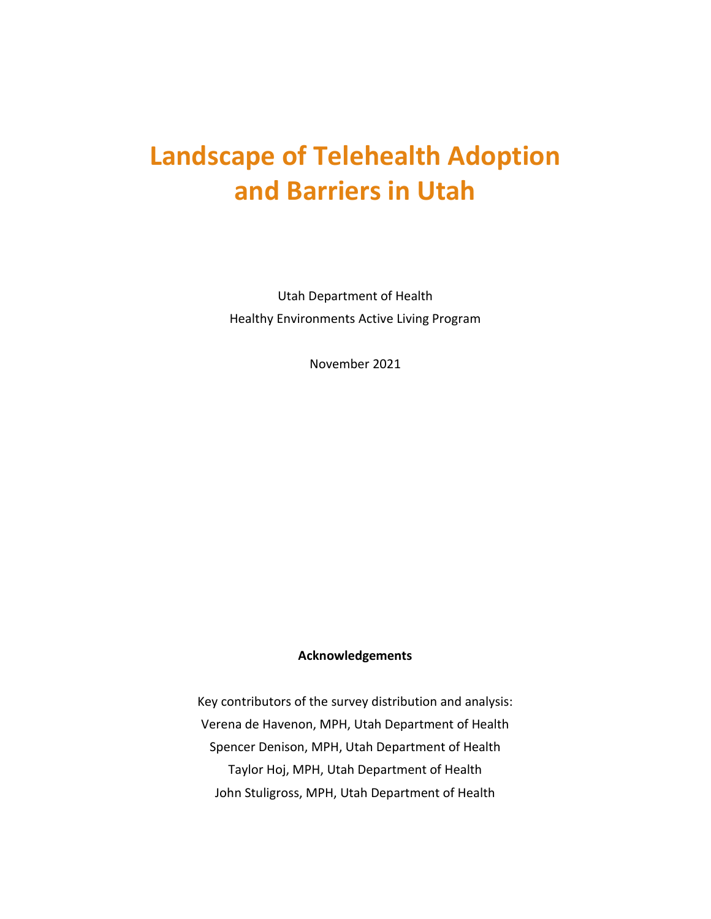# Landscape of Telehealth Adoption and Barriers in Utah

Utah Department of Health

Healthy Environments Active Living Program

November 2021

**Acknowledgements**

Key contributors of the survey distribution and analysis:

Verena de Havenon, MPH, Utah Department of Health

Spencer Denison, MPH, Utah Department of Health

Taylor Hoj, MPH, Utah Department of Health

John Stuligross, MPH, Utah Department of Health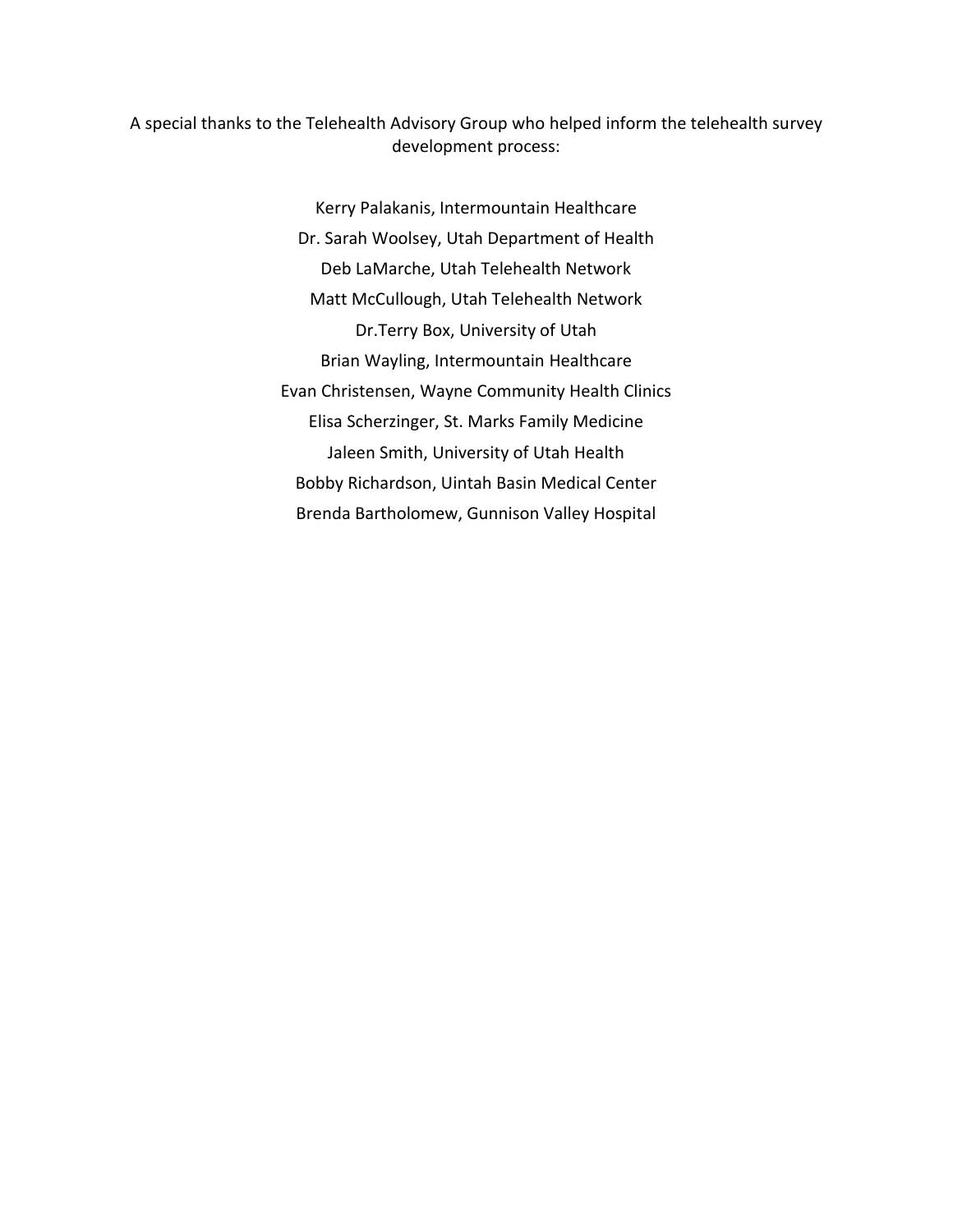A special thanks to the Telehealth Advisory Group who helped inform the telehealth survey development process:

Kerry Palakanis, Intermountain Healthcare

Dr. Sarah Woolsey, Utah Department of Health

Deb LaMarche, Utah Telehealth Network

Matt McCullough, Utah Telehealth Network

Dr.Terry Box, University of Utah

Brian Wayling, Intermountain Healthcare

Evan Christensen, Wayne Community Health Clinics

Elisa Scherzinger, St. Marks Family Medicine

Jaleen Smith, University of Utah Health

Bobby Richardson, Uintah Basin Medical Center

Brenda Bartholomew, Gunnison Valley Hospital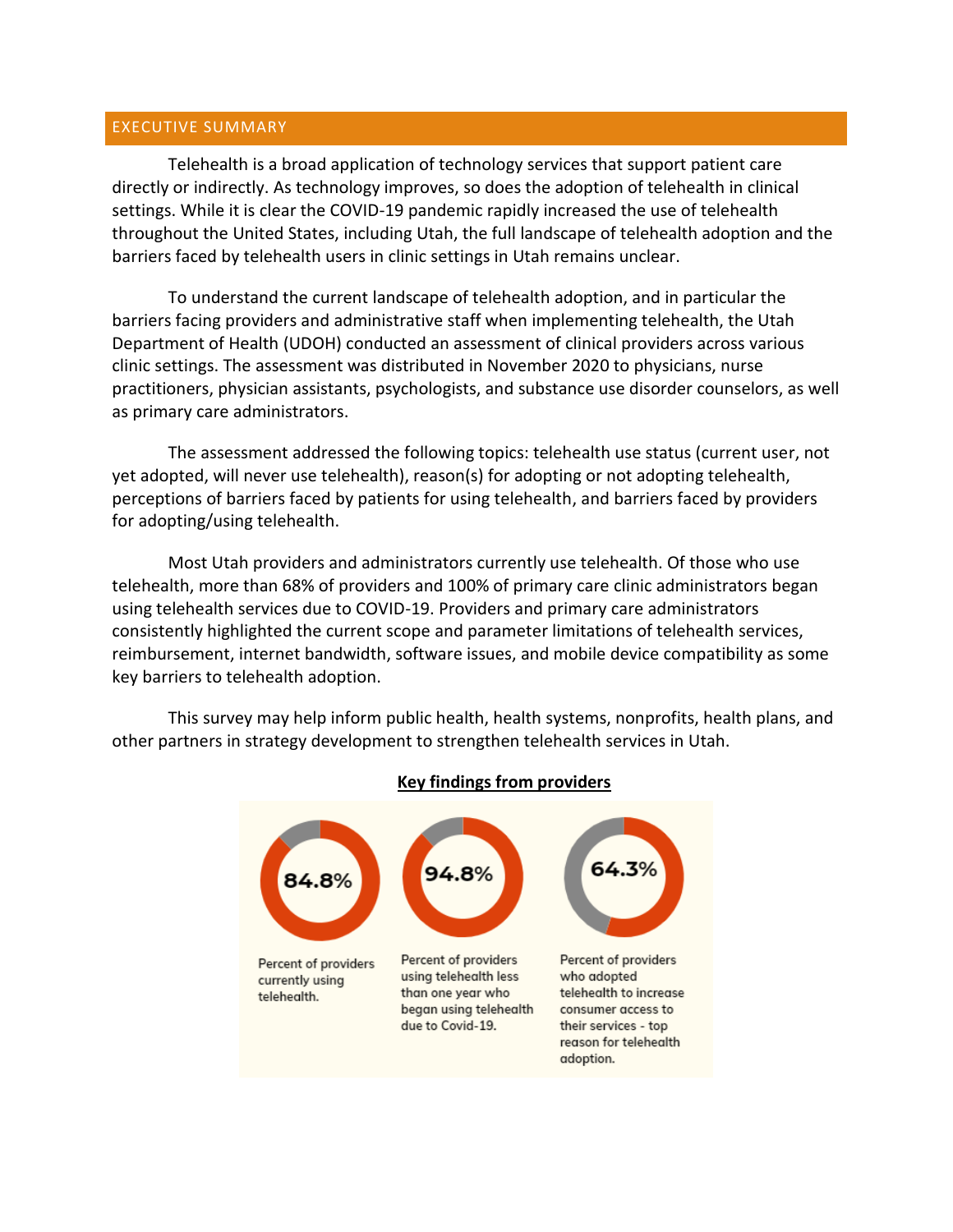## EXECUTIVE SUMMARY

Telehealth is a broad application of technology services that support patient care directly or indirectly. As technology improves, so does the adoption of telehealth in clinical settings. While it is clear the COVID-19 pandemic rapidly increased the use of telehealth throughout the United States, including Utah, the full landscape of telehealth adoption and the barriers faced by telehealth users in clinic settings in Utah remains unclear.

To understand the current landscape of telehealth adoption, and in particular the barriers facing providers and administrative staff when implementing telehealth, the Utah Department of Health (UDOH) conducted an assessment of clinical providers across various clinic settings. The assessment was distributed in November 2020 to physicians, nurse practitioners, physician assistants, psychologists, and substance use disorder counselors, as well as primary care administrators.

The assessment addressed the following topics: telehealth use status (current user, not yet adopted, will never use telehealth), reason(s) for adopting or not adopting telehealth, perceptions of barriers faced by patients for using telehealth, and barriers faced by providers for adopting/using telehealth.

Most Utah providers and administrators currently use telehealth. Of those who use telehealth, more than 68% of providers and 100% of primary care clinic administrators began using telehealth services due to COVID-19. Providers and primary care administrators consistently highlighted the current scope and parameter limitations of telehealth services, reimbursement, internet bandwidth, software issues, and mobile device compatibility as some key barriers to telehealth adoption.

This survey may help inform public health, health systems, nonprofits, health plans, and other partners in strategy development to strengthen telehealth services in Utah.

**Key findings from providers**

**84.8%**
Percent of providers currently using telehealth.

**94.8%**
Percent of providers using telehealth less than one year who began using telehealth due to Covid-19.

**64.3%**
Percent of providers who adopted telehealth to increase consumer access to their services - top reason for telehealth adoption.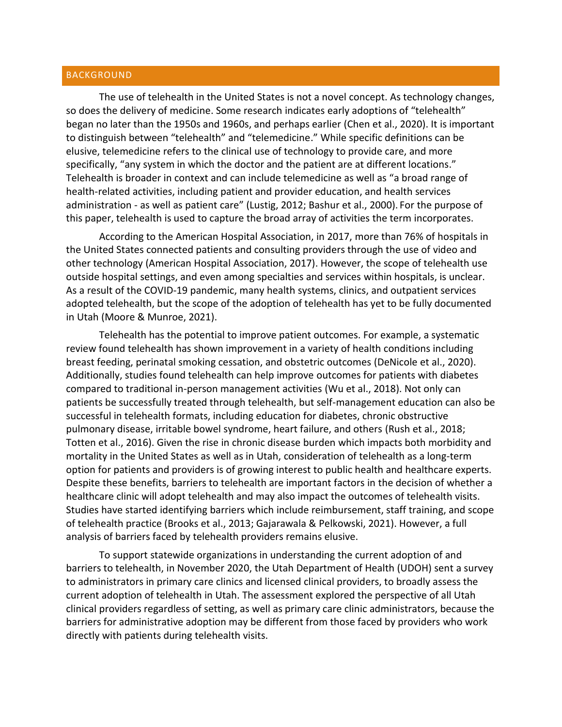## BACKGROUND

The use of telehealth in the United States is not a novel concept. As technology changes, so does the delivery of medicine. Some research indicates early adoptions of "telehealth" began no later than the 1950s and 1960s, and perhaps earlier (Chen et al., 2020). It is important to distinguish between "telehealth" and "telemedicine." While specific definitions can be elusive, telemedicine refers to the clinical use of technology to provide care, and more specifically, "any system in which the doctor and the patient are at different locations." Telehealth is broader in context and can include telemedicine as well as "a broad range of health-related activities, including patient and provider education, and health services administration - as well as patient care" (Lustig, 2012; Bashur et al., 2000). For the purpose of this paper, telehealth is used to capture the broad array of activities the term incorporates.

According to the American Hospital Association, in 2017, more than 76% of hospitals in the United States connected patients and consulting providers through the use of video and other technology (American Hospital Association, 2017). However, the scope of telehealth use outside hospital settings, and even among specialties and services within hospitals, is unclear. As a result of the COVID-19 pandemic, many health systems, clinics, and outpatient services adopted telehealth, but the scope of the adoption of telehealth has yet to be fully documented in Utah (Moore & Munroe, 2021).

Telehealth has the potential to improve patient outcomes. For example, a systematic review found telehealth has shown improvement in a variety of health conditions including breast feeding, perinatal smoking cessation, and obstetric outcomes (DeNicole et al., 2020). Additionally, studies found telehealth can help improve outcomes for patients with diabetes compared to traditional in-person management activities (Wu et al., 2018). Not only can patients be successfully treated through telehealth, but self-management education can also be successful in telehealth formats, including education for diabetes, chronic obstructive pulmonary disease, irritable bowel syndrome, heart failure, and others (Rush et al., 2018; Totten et al., 2016). Given the rise in chronic disease burden which impacts both morbidity and mortality in the United States as well as in Utah, consideration of telehealth as a long-term option for patients and providers is of growing interest to public health and healthcare experts. Despite these benefits, barriers to telehealth are important factors in the decision of whether a healthcare clinic will adopt telehealth and may also impact the outcomes of telehealth visits. Studies have started identifying barriers which include reimbursement, staff training, and scope of telehealth practice (Brooks et al., 2013; Gajarawala & Pelkowski, 2021). However, a full analysis of barriers faced by telehealth providers remains elusive.

To support statewide organizations in understanding the current adoption of and barriers to telehealth, in November 2020, the Utah Department of Health (UDOH) sent a survey to administrators in primary care clinics and licensed clinical providers, to broadly assess the current adoption of telehealth in Utah. The assessment explored the perspective of all Utah clinical providers regardless of setting, as well as primary care clinic administrators, because the barriers for administrative adoption may be different from those faced by providers who work directly with patients during telehealth visits.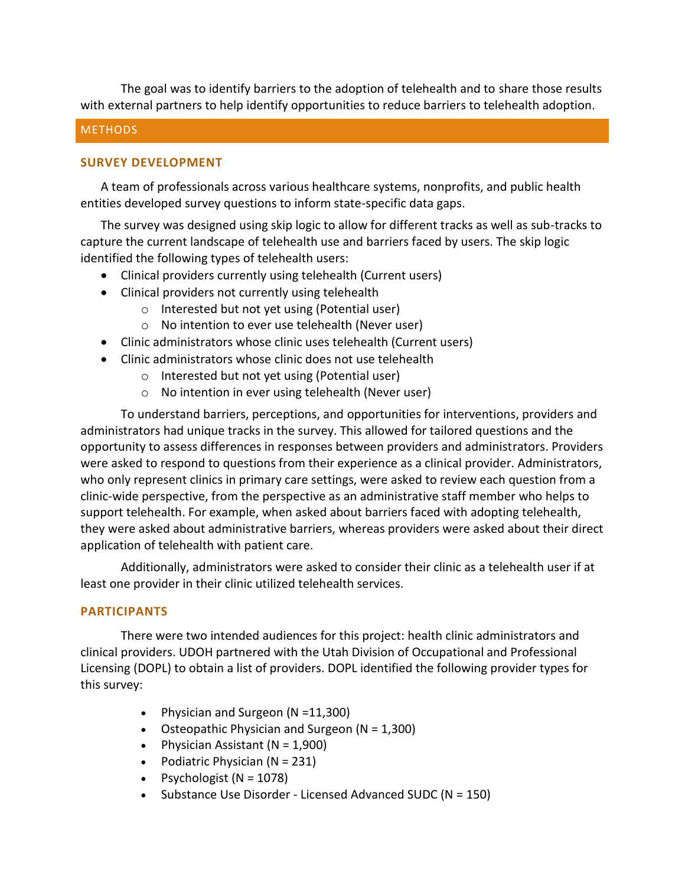The goal was to identify barriers to the adoption of telehealth and to share those results with external partners to help identify opportunities to reduce barriers to telehealth adoption.

## METHODS

### SURVEY DEVELOPMENT

A team of professionals across various healthcare systems, nonprofits, and public health entities developed survey questions to inform state-specific data gaps.

The survey was designed using skip logic to allow for different tracks as well as sub-tracks to capture the current landscape of telehealth use and barriers faced by users. The skip logic identified the following types of telehealth users:

- Clinical providers currently using telehealth (Current users)
- Clinical providers not currently using telehealth
  - Interested but not yet using (Potential user)
  - No intention to ever use telehealth (Never user)
- Clinic administrators whose clinic uses telehealth (Current users)
- Clinic administrators whose clinic does not use telehealth
  - Interested but not yet using (Potential user)
  - No intention in ever using telehealth (Never user)

To understand barriers, perceptions, and opportunities for interventions, providers and administrators had unique tracks in the survey. This allowed for tailored questions and the opportunity to assess differences in responses between providers and administrators. Providers were asked to respond to questions from their experience as a clinical provider. Administrators, who only represent clinics in primary care settings, were asked to review each question from a clinic-wide perspective, from the perspective as an administrative staff member who helps to support telehealth. For example, when asked about barriers faced with adopting telehealth, they were asked about administrative barriers, whereas providers were asked about their direct application of telehealth with patient care.

Additionally, administrators were asked to consider their clinic as a telehealth user if at least one provider in their clinic utilized telehealth services.

### PARTICIPANTS

There were two intended audiences for this project: health clinic administrators and clinical providers. UDOH partnered with the Utah Division of Occupational and Professional Licensing (DOPL) to obtain a list of providers. DOPL identified the following provider types for this survey:

- Physician and Surgeon (N =11,300)
- Osteopathic Physician and Surgeon (N = 1,300)
- Physician Assistant (N = 1,900)
- Podiatric Physician (N = 231)
- Psychologist (N = 1078)
- Substance Use Disorder - Licensed Advanced SUDC (N = 150)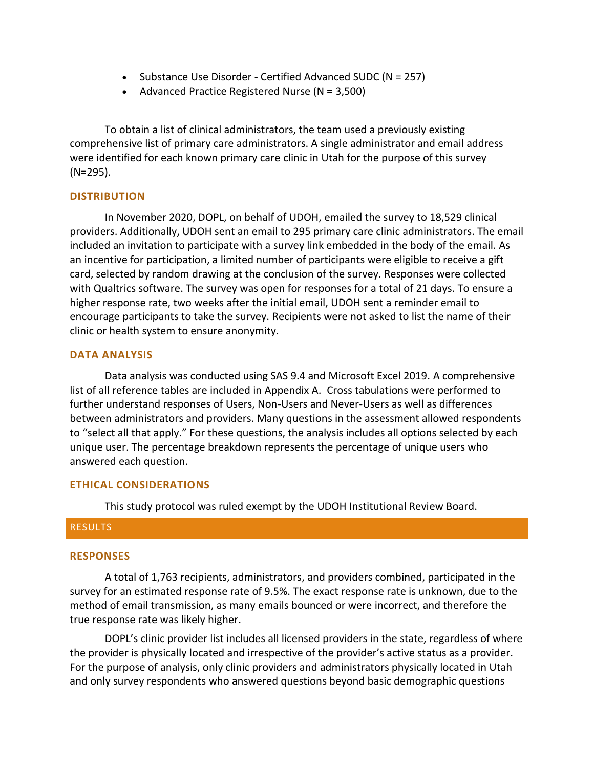- Substance Use Disorder - Certified Advanced SUDC (N = 257)
- Advanced Practice Registered Nurse (N = 3,500)

To obtain a list of clinical administrators, the team used a previously existing comprehensive list of primary care administrators. A single administrator and email address were identified for each known primary care clinic in Utah for the purpose of this survey (N=295).

### DISTRIBUTION

In November 2020, DOPL, on behalf of UDOH, emailed the survey to 18,529 clinical providers. Additionally, UDOH sent an email to 295 primary care clinic administrators. The email included an invitation to participate with a survey link embedded in the body of the email. As an incentive for participation, a limited number of participants were eligible to receive a gift card, selected by random drawing at the conclusion of the survey. Responses were collected with Qualtrics software. The survey was open for responses for a total of 21 days. To ensure a higher response rate, two weeks after the initial email, UDOH sent a reminder email to encourage participants to take the survey. Recipients were not asked to list the name of their clinic or health system to ensure anonymity.

### DATA ANALYSIS

Data analysis was conducted using SAS 9.4 and Microsoft Excel 2019. A comprehensive list of all reference tables are included in Appendix A. Cross tabulations were performed to further understand responses of Users, Non-Users and Never-Users as well as differences between administrators and providers. Many questions in the assessment allowed respondents to "select all that apply." For these questions, the analysis includes all options selected by each unique user. The percentage breakdown represents the percentage of unique users who answered each question.

### ETHICAL CONSIDERATIONS

This study protocol was ruled exempt by the UDOH Institutional Review Board.

## RESULTS

### RESPONSES

A total of 1,763 recipients, administrators, and providers combined, participated in the survey for an estimated response rate of 9.5%. The exact response rate is unknown, due to the method of email transmission, as many emails bounced or were incorrect, and therefore the true response rate was likely higher.

DOPL's clinic provider list includes all licensed providers in the state, regardless of where the provider is physically located and irrespective of the provider's active status as a provider. For the purpose of analysis, only clinic providers and administrators physically located in Utah and only survey respondents who answered questions beyond basic demographic questions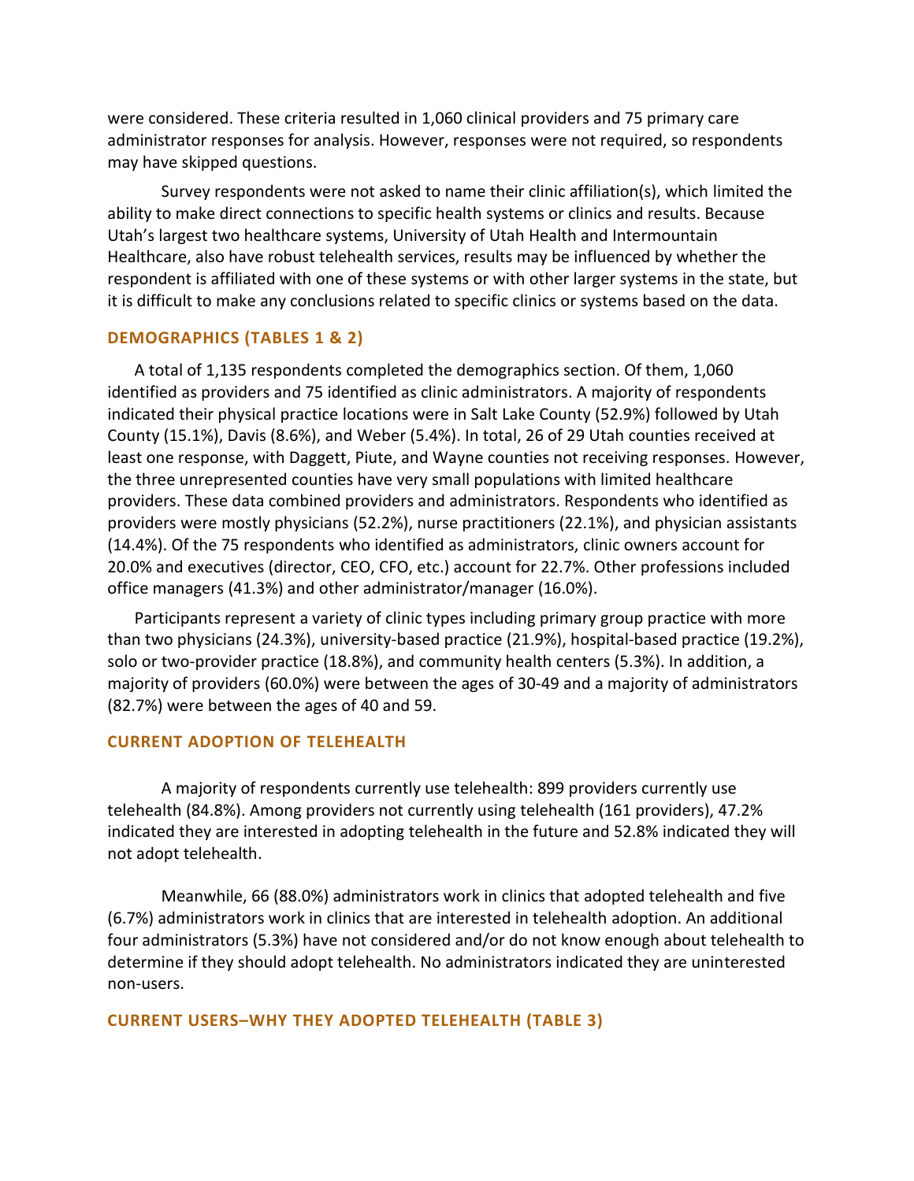were considered. These criteria resulted in 1,060 clinical providers and 75 primary care administrator responses for analysis. However, responses were not required, so respondents may have skipped questions.

Survey respondents were not asked to name their clinic affiliation(s), which limited the ability to make direct connections to specific health systems or clinics and results. Because Utah's largest two healthcare systems, University of Utah Health and Intermountain Healthcare, also have robust telehealth services, results may be influenced by whether the respondent is affiliated with one of these systems or with other larger systems in the state, but it is difficult to make any conclusions related to specific clinics or systems based on the data.

### DEMOGRAPHICS (TABLES 1 & 2)

A total of 1,135 respondents completed the demographics section. Of them, 1,060 identified as providers and 75 identified as clinic administrators. A majority of respondents indicated their physical practice locations were in Salt Lake County (52.9%) followed by Utah County (15.1%), Davis (8.6%), and Weber (5.4%). In total, 26 of 29 Utah counties received at least one response, with Daggett, Piute, and Wayne counties not receiving responses. However, the three unrepresented counties have very small populations with limited healthcare providers. These data combined providers and administrators. Respondents who identified as providers were mostly physicians (52.2%), nurse practitioners (22.1%), and physician assistants (14.4%). Of the 75 respondents who identified as administrators, clinic owners account for 20.0% and executives (director, CEO, CFO, etc.) account for 22.7%. Other professions included office managers (41.3%) and other administrator/manager (16.0%).

Participants represent a variety of clinic types including primary group practice with more than two physicians (24.3%), university-based practice (21.9%), hospital-based practice (19.2%), solo or two-provider practice (18.8%), and community health centers (5.3%). In addition, a majority of providers (60.0%) were between the ages of 30-49 and a majority of administrators (82.7%) were between the ages of 40 and 59.

### CURRENT ADOPTION OF TELEHEALTH

A majority of respondents currently use telehealth: 899 providers currently use telehealth (84.8%). Among providers not currently using telehealth (161 providers), 47.2% indicated they are interested in adopting telehealth in the future and 52.8% indicated they will not adopt telehealth.

Meanwhile, 66 (88.0%) administrators work in clinics that adopted telehealth and five (6.7%) administrators work in clinics that are interested in telehealth adoption. An additional four administrators (5.3%) have not considered and/or do not know enough about telehealth to determine if they should adopt telehealth. No administrators indicated they are uninterested non-users.

### CURRENT USERS–WHY THEY ADOPTED TELEHEALTH (TABLE 3)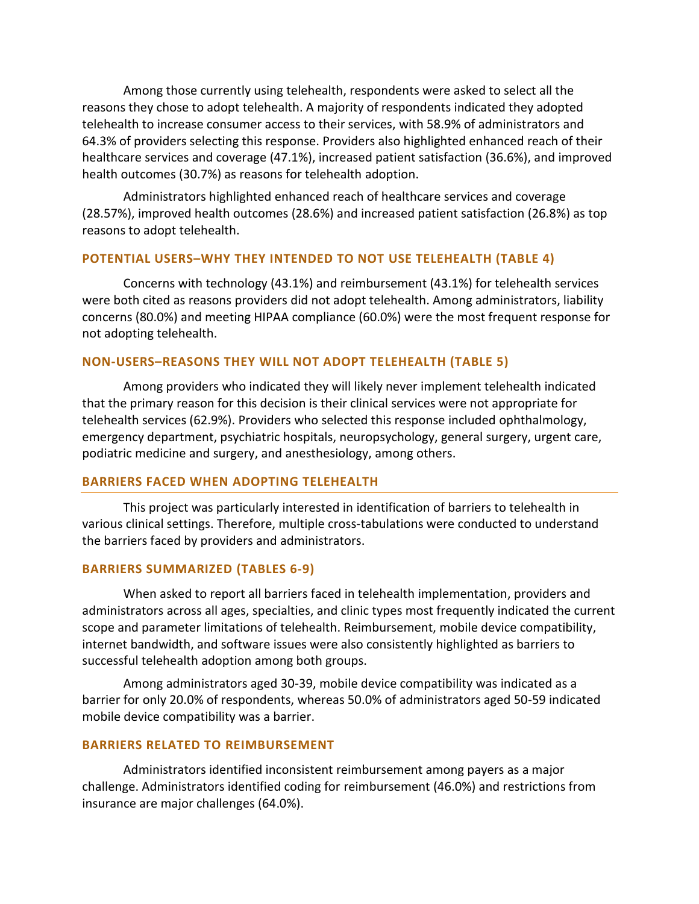Among those currently using telehealth, respondents were asked to select all the reasons they chose to adopt telehealth. A majority of respondents indicated they adopted telehealth to increase consumer access to their services, with 58.9% of administrators and 64.3% of providers selecting this response. Providers also highlighted enhanced reach of their healthcare services and coverage (47.1%), increased patient satisfaction (36.6%), and improved health outcomes (30.7%) as reasons for telehealth adoption.

Administrators highlighted enhanced reach of healthcare services and coverage (28.57%), improved health outcomes (28.6%) and increased patient satisfaction (26.8%) as top reasons to adopt telehealth.

### POTENTIAL USERS–WHY THEY INTENDED TO NOT USE TELEHEALTH (TABLE 4)

Concerns with technology (43.1%) and reimbursement (43.1%) for telehealth services were both cited as reasons providers did not adopt telehealth. Among administrators, liability concerns (80.0%) and meeting HIPAA compliance (60.0%) were the most frequent response for not adopting telehealth.

### NON-USERS–REASONS THEY WILL NOT ADOPT TELEHEALTH (TABLE 5)

Among providers who indicated they will likely never implement telehealth indicated that the primary reason for this decision is their clinical services were not appropriate for telehealth services (62.9%). Providers who selected this response included ophthalmology, emergency department, psychiatric hospitals, neuropsychology, general surgery, urgent care, podiatric medicine and surgery, and anesthesiology, among others.

## BARRIERS FACED WHEN ADOPTING TELEHEALTH

This project was particularly interested in identification of barriers to telehealth in various clinical settings. Therefore, multiple cross-tabulations were conducted to understand the barriers faced by providers and administrators.

### BARRIERS SUMMARIZED (TABLES 6-9)

When asked to report all barriers faced in telehealth implementation, providers and administrators across all ages, specialties, and clinic types most frequently indicated the current scope and parameter limitations of telehealth. Reimbursement, mobile device compatibility, internet bandwidth, and software issues were also consistently highlighted as barriers to successful telehealth adoption among both groups.

Among administrators aged 30-39, mobile device compatibility was indicated as a barrier for only 20.0% of respondents, whereas 50.0% of administrators aged 50-59 indicated mobile device compatibility was a barrier.

### BARRIERS RELATED TO REIMBURSEMENT

Administrators identified inconsistent reimbursement among payers as a major challenge. Administrators identified coding for reimbursement (46.0%) and restrictions from insurance are major challenges (64.0%).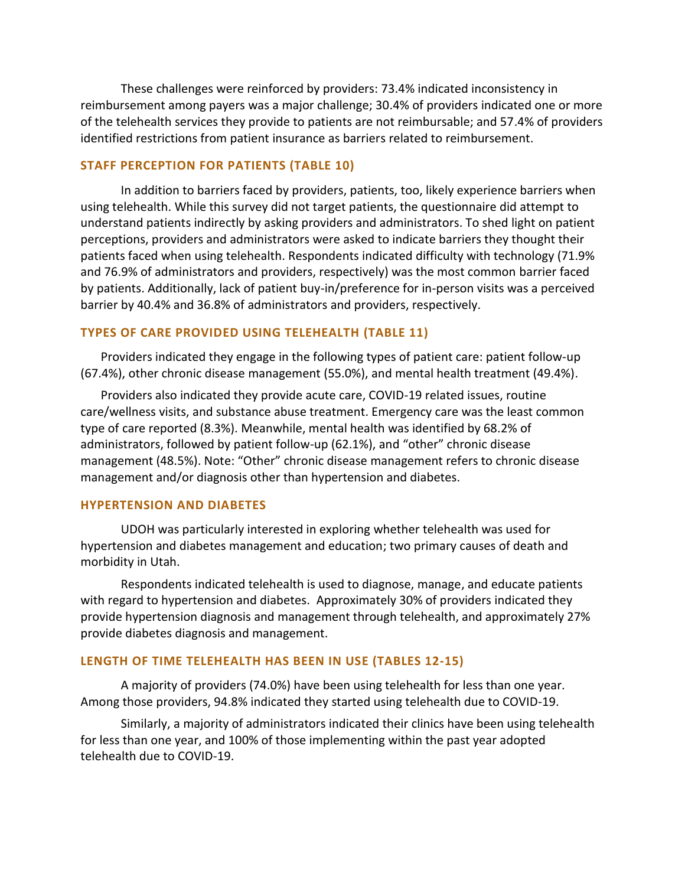These challenges were reinforced by providers: 73.4% indicated inconsistency in reimbursement among payers was a major challenge; 30.4% of providers indicated one or more of the telehealth services they provide to patients are not reimbursable; and 57.4% of providers identified restrictions from patient insurance as barriers related to reimbursement.

### STAFF PERCEPTION FOR PATIENTS (TABLE 10)

In addition to barriers faced by providers, patients, too, likely experience barriers when using telehealth. While this survey did not target patients, the questionnaire did attempt to understand patients indirectly by asking providers and administrators. To shed light on patient perceptions, providers and administrators were asked to indicate barriers they thought their patients faced when using telehealth. Respondents indicated difficulty with technology (71.9% and 76.9% of administrators and providers, respectively) was the most common barrier faced by patients. Additionally, lack of patient buy-in/preference for in-person visits was a perceived barrier by 40.4% and 36.8% of administrators and providers, respectively.

### TYPES OF CARE PROVIDED USING TELEHEALTH (TABLE 11)

Providers indicated they engage in the following types of patient care: patient follow-up (67.4%), other chronic disease management (55.0%), and mental health treatment (49.4%).

Providers also indicated they provide acute care, COVID-19 related issues, routine care/wellness visits, and substance abuse treatment. Emergency care was the least common type of care reported (8.3%). Meanwhile, mental health was identified by 68.2% of administrators, followed by patient follow-up (62.1%), and "other" chronic disease management (48.5%). Note: "Other" chronic disease management refers to chronic disease management and/or diagnosis other than hypertension and diabetes.

### HYPERTENSION AND DIABETES

UDOH was particularly interested in exploring whether telehealth was used for hypertension and diabetes management and education; two primary causes of death and morbidity in Utah.

Respondents indicated telehealth is used to diagnose, manage, and educate patients with regard to hypertension and diabetes. Approximately 30% of providers indicated they provide hypertension diagnosis and management through telehealth, and approximately 27% provide diabetes diagnosis and management.

### LENGTH OF TIME TELEHEALTH HAS BEEN IN USE (TABLES 12-15)

A majority of providers (74.0%) have been using telehealth for less than one year. Among those providers, 94.8% indicated they started using telehealth due to COVID-19.

Similarly, a majority of administrators indicated their clinics have been using telehealth for less than one year, and 100% of those implementing within the past year adopted telehealth due to COVID-19.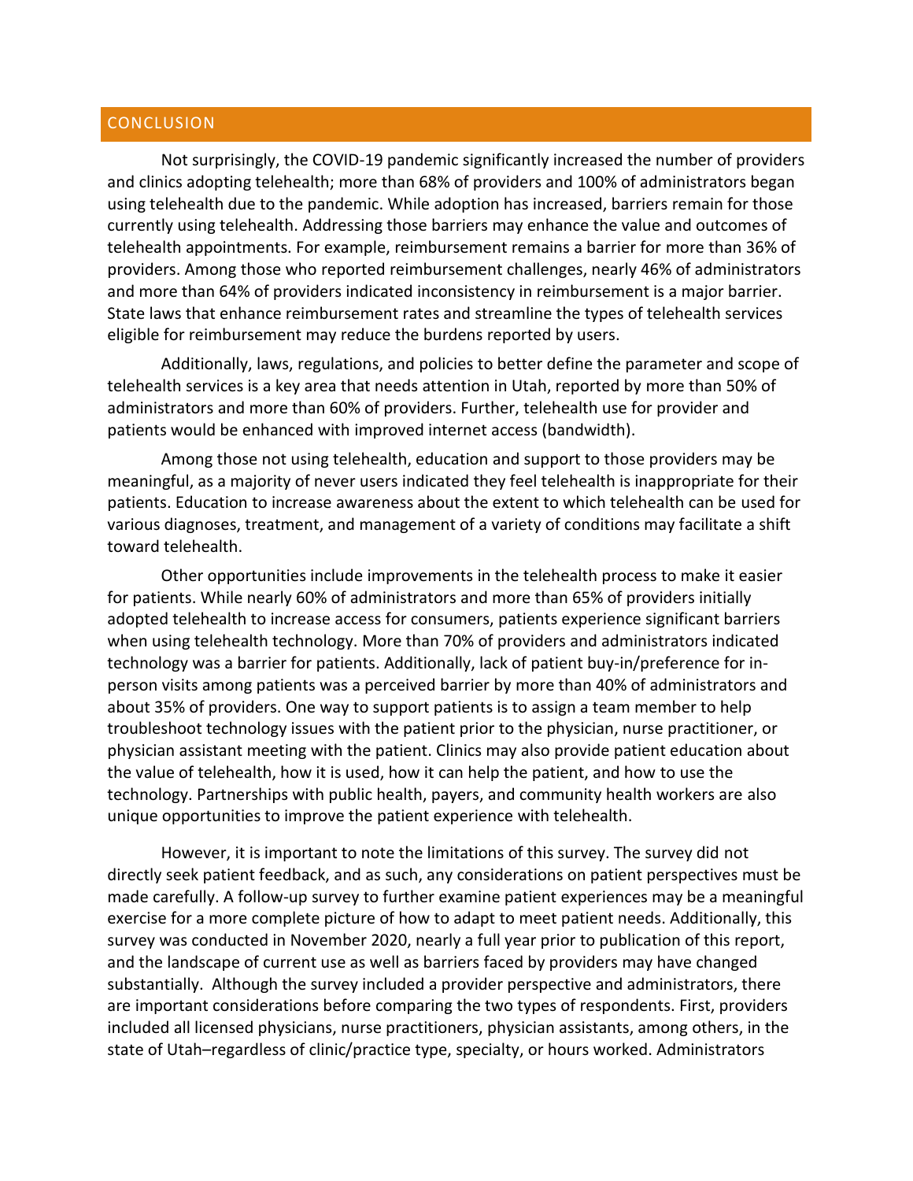## CONCLUSION

Not surprisingly, the COVID-19 pandemic significantly increased the number of providers and clinics adopting telehealth; more than 68% of providers and 100% of administrators began using telehealth due to the pandemic. While adoption has increased, barriers remain for those currently using telehealth. Addressing those barriers may enhance the value and outcomes of telehealth appointments. For example, reimbursement remains a barrier for more than 36% of providers. Among those who reported reimbursement challenges, nearly 46% of administrators and more than 64% of providers indicated inconsistency in reimbursement is a major barrier. State laws that enhance reimbursement rates and streamline the types of telehealth services eligible for reimbursement may reduce the burdens reported by users.

Additionally, laws, regulations, and policies to better define the parameter and scope of telehealth services is a key area that needs attention in Utah, reported by more than 50% of administrators and more than 60% of providers. Further, telehealth use for provider and patients would be enhanced with improved internet access (bandwidth).

Among those not using telehealth, education and support to those providers may be meaningful, as a majority of never users indicated they feel telehealth is inappropriate for their patients. Education to increase awareness about the extent to which telehealth can be used for various diagnoses, treatment, and management of a variety of conditions may facilitate a shift toward telehealth.

Other opportunities include improvements in the telehealth process to make it easier for patients. While nearly 60% of administrators and more than 65% of providers initially adopted telehealth to increase access for consumers, patients experience significant barriers when using telehealth technology. More than 70% of providers and administrators indicated technology was a barrier for patients. Additionally, lack of patient buy-in/preference for in-person visits among patients was a perceived barrier by more than 40% of administrators and about 35% of providers. One way to support patients is to assign a team member to help troubleshoot technology issues with the patient prior to the physician, nurse practitioner, or physician assistant meeting with the patient. Clinics may also provide patient education about the value of telehealth, how it is used, how it can help the patient, and how to use the technology. Partnerships with public health, payers, and community health workers are also unique opportunities to improve the patient experience with telehealth.

However, it is important to note the limitations of this survey. The survey did not directly seek patient feedback, and as such, any considerations on patient perspectives must be made carefully. A follow-up survey to further examine patient experiences may be a meaningful exercise for a more complete picture of how to adapt to meet patient needs. Additionally, this survey was conducted in November 2020, nearly a full year prior to publication of this report, and the landscape of current use as well as barriers faced by providers may have changed substantially. Although the survey included a provider perspective and administrators, there are important considerations before comparing the two types of respondents. First, providers included all licensed physicians, nurse practitioners, physician assistants, among others, in the state of Utah–regardless of clinic/practice type, specialty, or hours worked. Administrators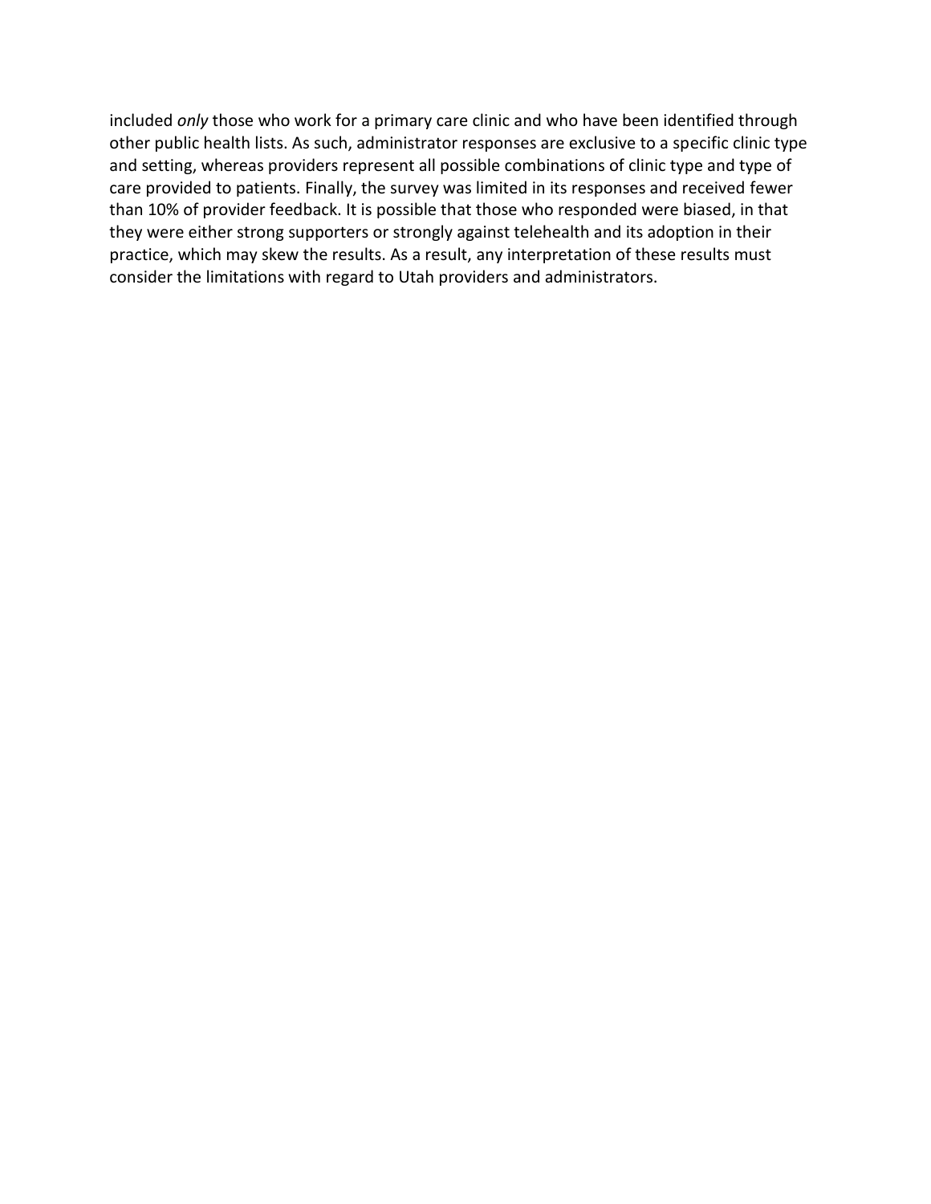included *only* those who work for a primary care clinic and who have been identified through other public health lists. As such, administrator responses are exclusive to a specific clinic type and setting, whereas providers represent all possible combinations of clinic type and type of care provided to patients. Finally, the survey was limited in its responses and received fewer than 10% of provider feedback. It is possible that those who responded were biased, in that they were either strong supporters or strongly against telehealth and its adoption in their practice, which may skew the results. As a result, any interpretation of these results must consider the limitations with regard to Utah providers and administrators.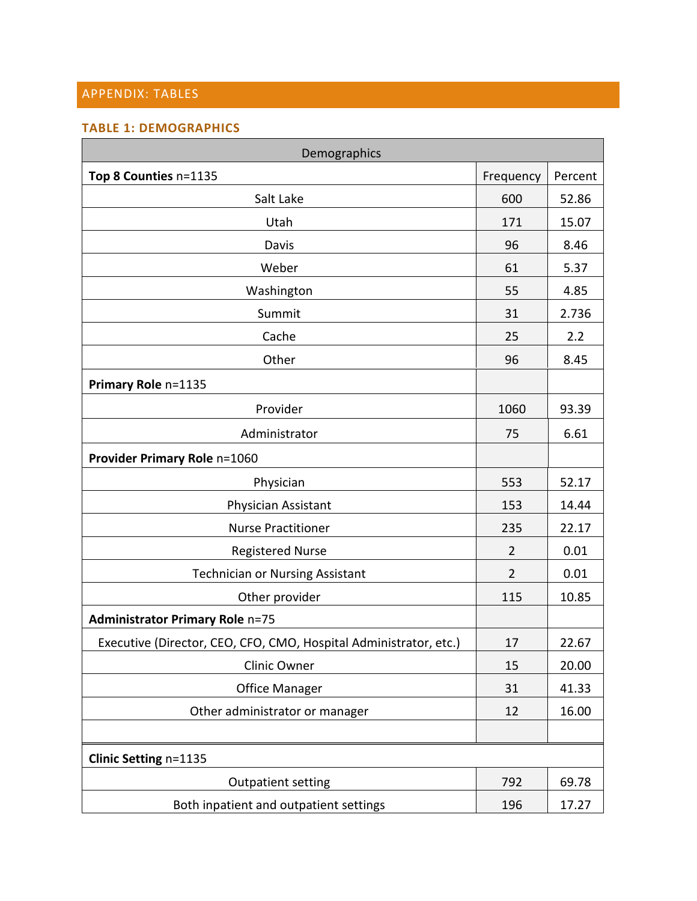## APPENDIX: TABLES

### TABLE 1: DEMOGRAPHICS

| Demographics | | |
|---|---|---|
| **Top 8 Counties** n=1135 | Frequency | Percent |
| Salt Lake | 600 | 52.86 |
| Utah | 171 | 15.07 |
| Davis | 96 | 8.46 |
| Weber | 61 | 5.37 |
| Washington | 55 | 4.85 |
| Summit | 31 | 2.736 |
| Cache | 25 | 2.2 |
| Other | 96 | 8.45 |
| **Primary Role** n=1135 | | |
| Provider | 1060 | 93.39 |
| Administrator | 75 | 6.61 |
| **Provider Primary Role** n=1060 | | |
| Physician | 553 | 52.17 |
| Physician Assistant | 153 | 14.44 |
| Nurse Practitioner | 235 | 22.17 |
| Registered Nurse | 2 | 0.01 |
| Technician or Nursing Assistant | 2 | 0.01 |
| Other provider | 115 | 10.85 |
| **Administrator Primary Role** n=75 | | |
| Executive (Director, CEO, CFO, CMO, Hospital Administrator, etc.) | 17 | 22.67 |
| Clinic Owner | 15 | 20.00 |
| Office Manager | 31 | 41.33 |
| Other administrator or manager | 12 | 16.00 |
| | | |
| **Clinic Setting** n=1135 | | |
| Outpatient setting | 792 | 69.78 |
| Both inpatient and outpatient settings | 196 | 17.27 |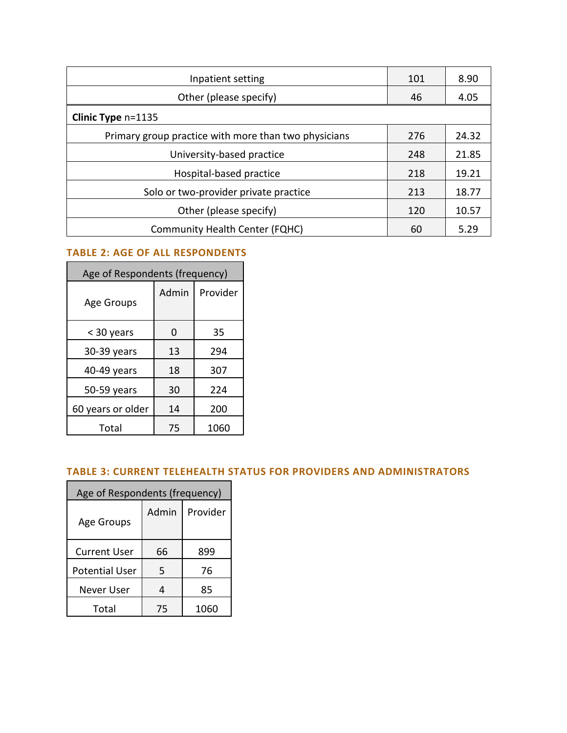| | | |
|---|---|---|
| Inpatient setting | 101 | 8.90 |
| Other (please specify) | 46 | 4.05 |
| **Clinic Type** n=1135 | | |
| Primary group practice with more than two physicians | 276 | 24.32 |
| University-based practice | 248 | 21.85 |
| Hospital-based practice | 218 | 19.21 |
| Solo or two-provider private practice | 213 | 18.77 |
| Other (please specify) | 120 | 10.57 |
| Community Health Center (FQHC) | 60 | 5.29 |

### TABLE 2: AGE OF ALL RESPONDENTS

| Age of Respondents (frequency) | | |
|---|---|---|
| Age Groups | Admin | Provider |
| < 30 years | 0 | 35 |
| 30-39 years | 13 | 294 |
| 40-49 years | 18 | 307 |
| 50-59 years | 30 | 224 |
| 60 years or older | 14 | 200 |
| Total | 75 | 1060 |

### TABLE 3: CURRENT TELEHEALTH STATUS FOR PROVIDERS AND ADMINISTRATORS

| Age of Respondents (frequency) | | |
|---|---|---|
| Age Groups | Admin | Provider |
| Current User | 66 | 899 |
| Potential User | 5 | 76 |
| Never User | 4 | 85 |
| Total | 75 | 1060 |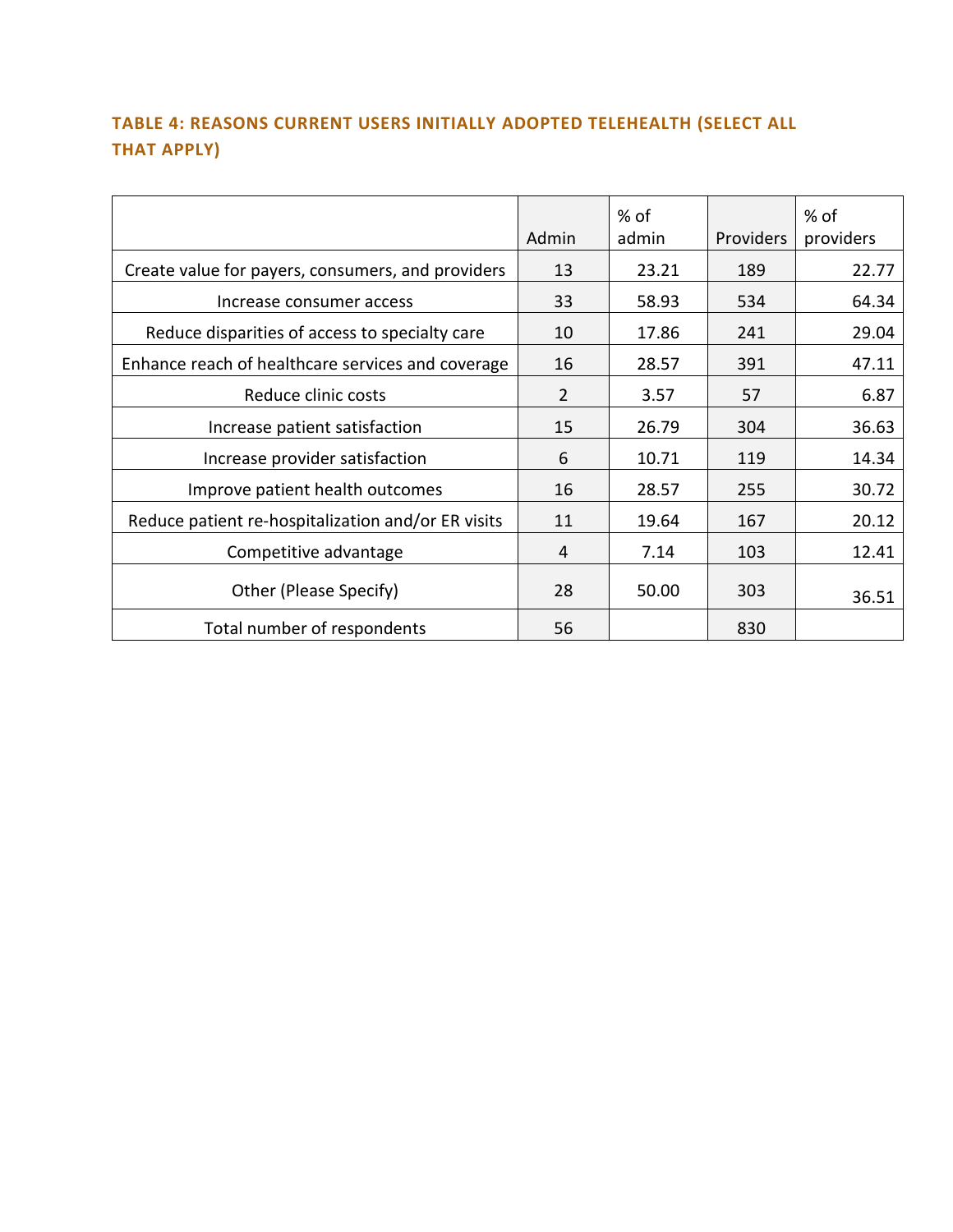### TABLE 4: REASONS CURRENT USERS INITIALLY ADOPTED TELEHEALTH (SELECT ALL THAT APPLY)

| | Admin | % of admin | Providers | % of providers |
|---|---|---|---|---|
| Create value for payers, consumers, and providers | 13 | 23.21 | 189 | 22.77 |
| Increase consumer access | 33 | 58.93 | 534 | 64.34 |
| Reduce disparities of access to specialty care | 10 | 17.86 | 241 | 29.04 |
| Enhance reach of healthcare services and coverage | 16 | 28.57 | 391 | 47.11 |
| Reduce clinic costs | 2 | 3.57 | 57 | 6.87 |
| Increase patient satisfaction | 15 | 26.79 | 304 | 36.63 |
| Increase provider satisfaction | 6 | 10.71 | 119 | 14.34 |
| Improve patient health outcomes | 16 | 28.57 | 255 | 30.72 |
| Reduce patient re-hospitalization and/or ER visits | 11 | 19.64 | 167 | 20.12 |
| Competitive advantage | 4 | 7.14 | 103 | 12.41 |
| Other (Please Specify) | 28 | 50.00 | 303 | 36.51 |
| Total number of respondents | 56 | | 830 | |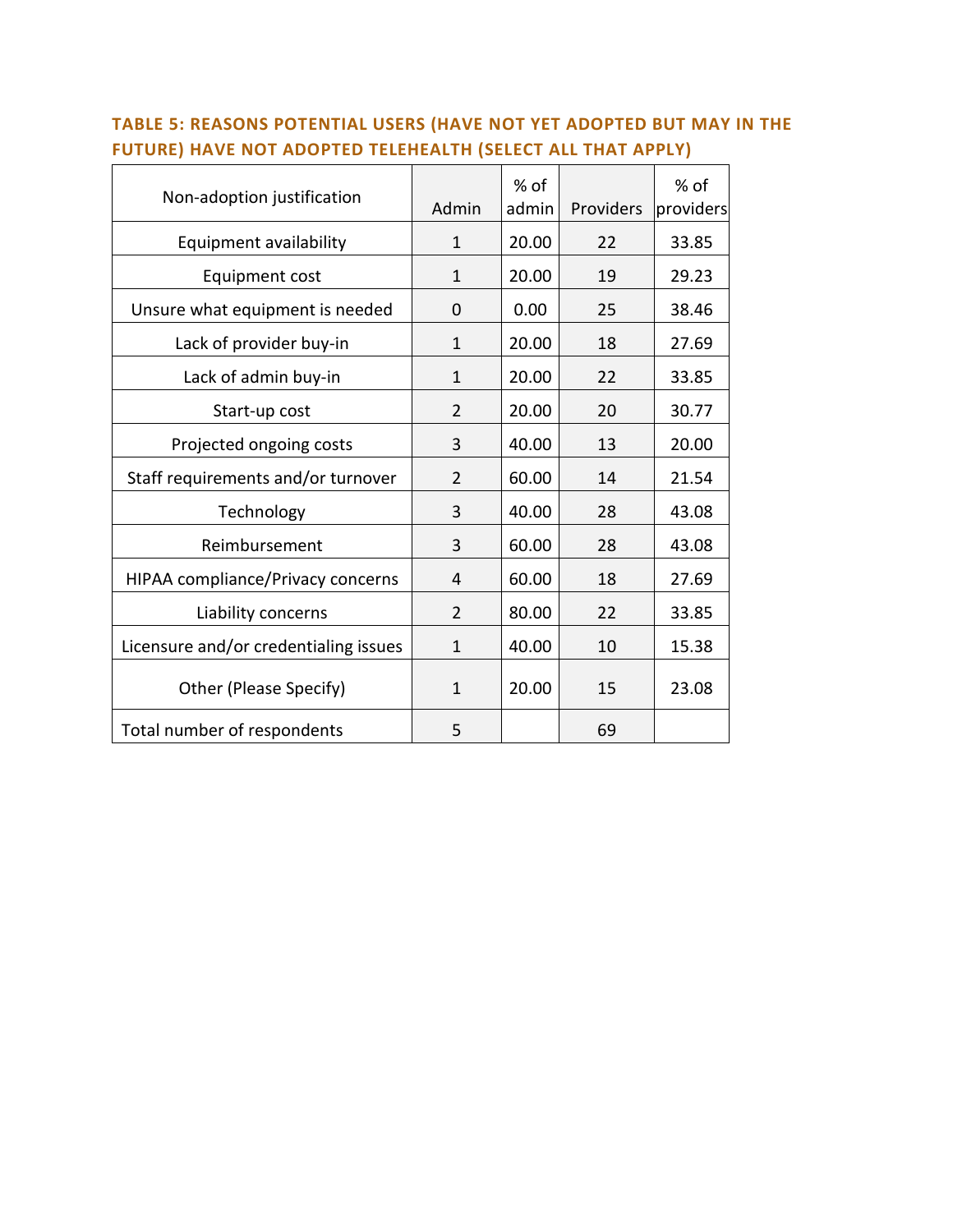### TABLE 5: REASONS POTENTIAL USERS (HAVE NOT YET ADOPTED BUT MAY IN THE FUTURE) HAVE NOT ADOPTED TELEHEALTH (SELECT ALL THAT APPLY)

| Non-adoption justification | Admin | % of admin | Providers | % of providers |
|---|---|---|---|---|
| Equipment availability | 1 | 20.00 | 22 | 33.85 |
| Equipment cost | 1 | 20.00 | 19 | 29.23 |
| Unsure what equipment is needed | 0 | 0.00 | 25 | 38.46 |
| Lack of provider buy-in | 1 | 20.00 | 18 | 27.69 |
| Lack of admin buy-in | 1 | 20.00 | 22 | 33.85 |
| Start-up cost | 2 | 20.00 | 20 | 30.77 |
| Projected ongoing costs | 3 | 40.00 | 13 | 20.00 |
| Staff requirements and/or turnover | 2 | 60.00 | 14 | 21.54 |
| Technology | 3 | 40.00 | 28 | 43.08 |
| Reimbursement | 3 | 60.00 | 28 | 43.08 |
| HIPAA compliance/Privacy concerns | 4 | 60.00 | 18 | 27.69 |
| Liability concerns | 2 | 80.00 | 22 | 33.85 |
| Licensure and/or credentialing issues | 1 | 40.00 | 10 | 15.38 |
| Other (Please Specify) | 1 | 20.00 | 15 | 23.08 |
| Total number of respondents | 5 | | 69 | |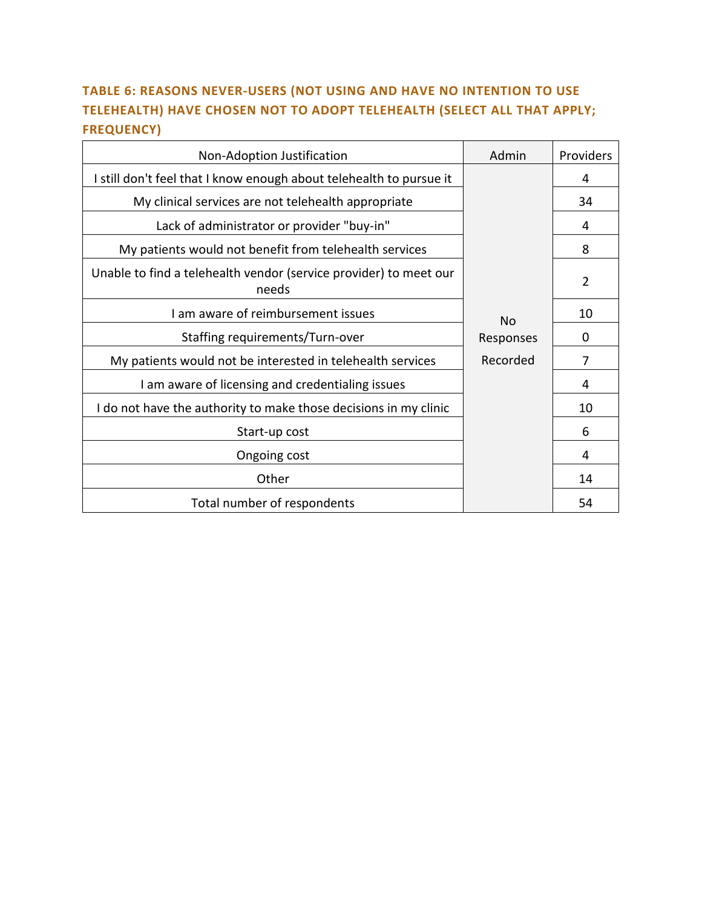### TABLE 6: REASONS NEVER-USERS (NOT USING AND HAVE NO INTENTION TO USE TELEHEALTH) HAVE CHOSEN NOT TO ADOPT TELEHEALTH (SELECT ALL THAT APPLY; FREQUENCY)

| Non-Adoption Justification | Admin | Providers |
|---|---|---|
| I still don't feel that I know enough about telehealth to pursue it | No Responses Recorded | 4 |
| My clinical services are not telehealth appropriate | | 34 |
| Lack of administrator or provider "buy-in" | | 4 |
| My patients would not benefit from telehealth services | | 8 |
| Unable to find a telehealth vendor (service provider) to meet our needs | | 2 |
| I am aware of reimbursement issues | | 10 |
| Staffing requirements/Turn-over | | 0 |
| My patients would not be interested in telehealth services | | 7 |
| I am aware of licensing and credentialing issues | | 4 |
| I do not have the authority to make those decisions in my clinic | | 10 |
| Start-up cost | | 6 |
| Ongoing cost | | 4 |
| Other | | 14 |
| Total number of respondents | | 54 |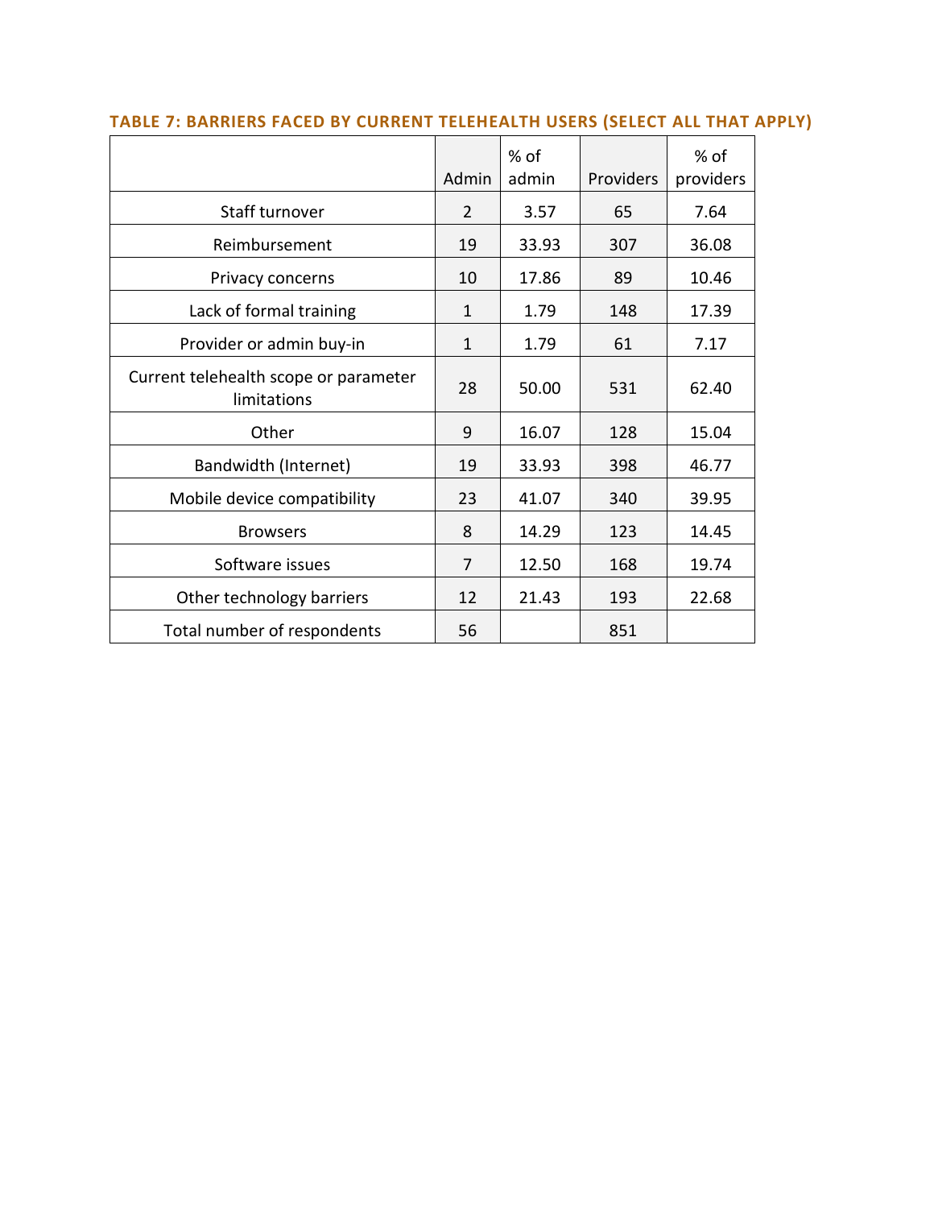**TABLE 7: BARRIERS FACED BY CURRENT TELEHEALTH USERS (SELECT ALL THAT APPLY)**

| | Admin | % of admin | Providers | % of providers |
|---|---|---|---|---|
| Staff turnover | 2 | 3.57 | 65 | 7.64 |
| Reimbursement | 19 | 33.93 | 307 | 36.08 |
| Privacy concerns | 10 | 17.86 | 89 | 10.46 |
| Lack of formal training | 1 | 1.79 | 148 | 17.39 |
| Provider or admin buy-in | 1 | 1.79 | 61 | 7.17 |
| Current telehealth scope or parameter limitations | 28 | 50.00 | 531 | 62.40 |
| Other | 9 | 16.07 | 128 | 15.04 |
| Bandwidth (Internet) | 19 | 33.93 | 398 | 46.77 |
| Mobile device compatibility | 23 | 41.07 | 340 | 39.95 |
| Browsers | 8 | 14.29 | 123 | 14.45 |
| Software issues | 7 | 12.50 | 168 | 19.74 |
| Other technology barriers | 12 | 21.43 | 193 | 22.68 |
| Total number of respondents | 56 | | 851 | |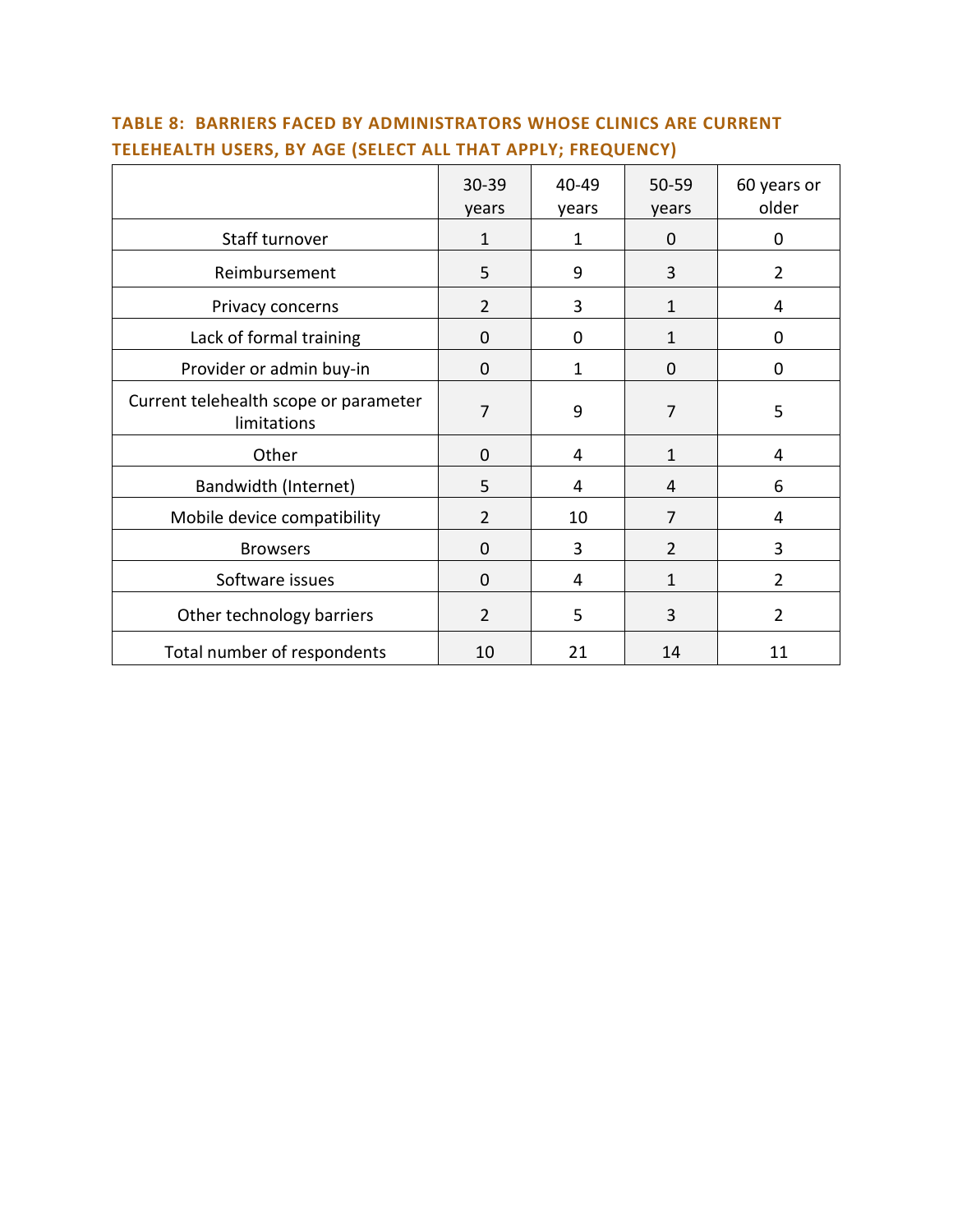### TABLE 8: BARRIERS FACED BY ADMINISTRATORS WHOSE CLINICS ARE CURRENT TELEHEALTH USERS, BY AGE (SELECT ALL THAT APPLY; FREQUENCY)

| | 30-39 years | 40-49 years | 50-59 years | 60 years or older |
|---|---|---|---|---|
| Staff turnover | 1 | 1 | 0 | 0 |
| Reimbursement | 5 | 9 | 3 | 2 |
| Privacy concerns | 2 | 3 | 1 | 4 |
| Lack of formal training | 0 | 0 | 1 | 0 |
| Provider or admin buy-in | 0 | 1 | 0 | 0 |
| Current telehealth scope or parameter limitations | 7 | 9 | 7 | 5 |
| Other | 0 | 4 | 1 | 4 |
| Bandwidth (Internet) | 5 | 4 | 4 | 6 |
| Mobile device compatibility | 2 | 10 | 7 | 4 |
| Browsers | 0 | 3 | 2 | 3 |
| Software issues | 0 | 4 | 1 | 2 |
| Other technology barriers | 2 | 5 | 3 | 2 |
| Total number of respondents | 10 | 21 | 14 | 11 |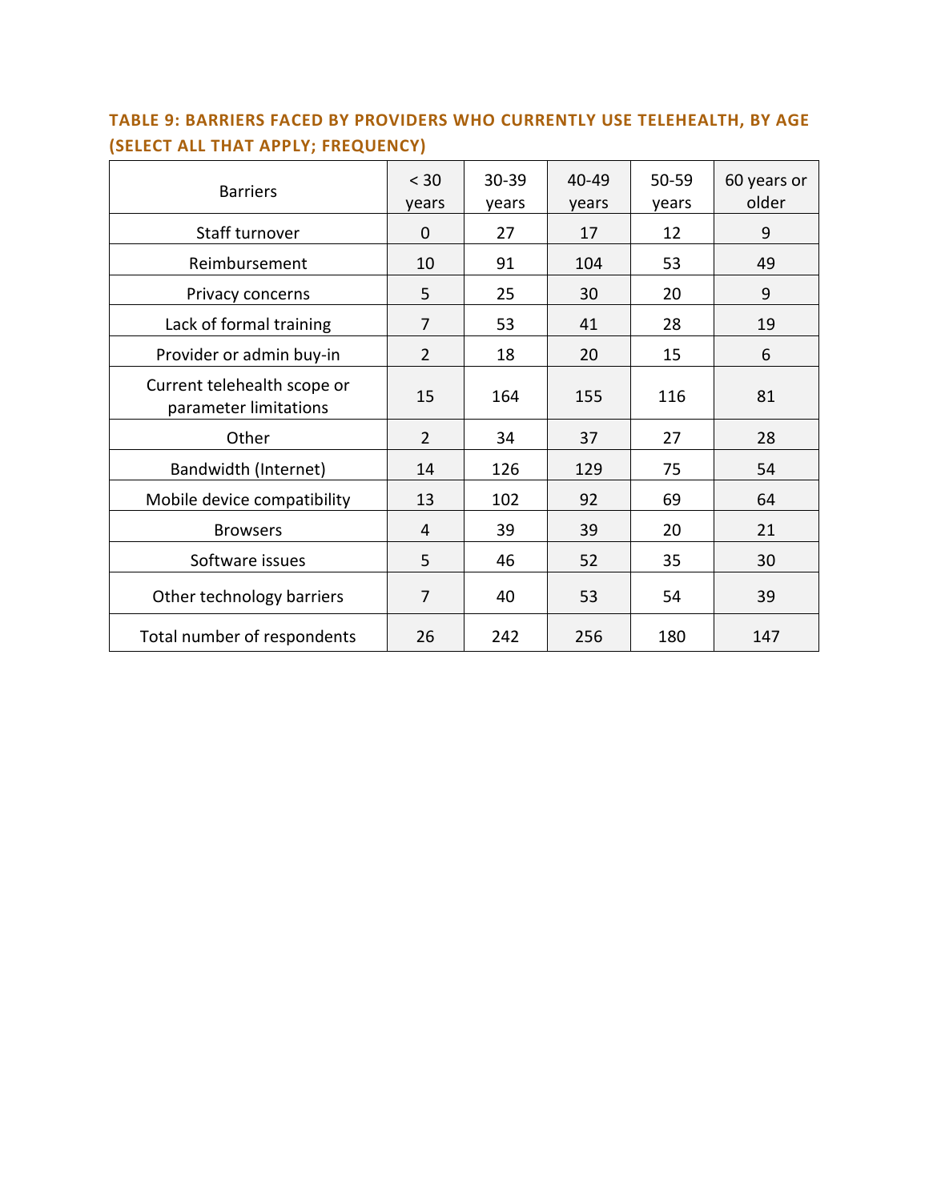**TABLE 9: BARRIERS FACED BY PROVIDERS WHO CURRENTLY USE TELEHEALTH, BY AGE (SELECT ALL THAT APPLY; FREQUENCY)**

| Barriers | < 30 years | 30-39 years | 40-49 years | 50-59 years | 60 years or older |
|---|---|---|---|---|---|
| Staff turnover | 0 | 27 | 17 | 12 | 9 |
| Reimbursement | 10 | 91 | 104 | 53 | 49 |
| Privacy concerns | 5 | 25 | 30 | 20 | 9 |
| Lack of formal training | 7 | 53 | 41 | 28 | 19 |
| Provider or admin buy-in | 2 | 18 | 20 | 15 | 6 |
| Current telehealth scope or parameter limitations | 15 | 164 | 155 | 116 | 81 |
| Other | 2 | 34 | 37 | 27 | 28 |
| Bandwidth (Internet) | 14 | 126 | 129 | 75 | 54 |
| Mobile device compatibility | 13 | 102 | 92 | 69 | 64 |
| Browsers | 4 | 39 | 39 | 20 | 21 |
| Software issues | 5 | 46 | 52 | 35 | 30 |
| Other technology barriers | 7 | 40 | 53 | 54 | 39 |
| Total number of respondents | 26 | 242 | 256 | 180 | 147 |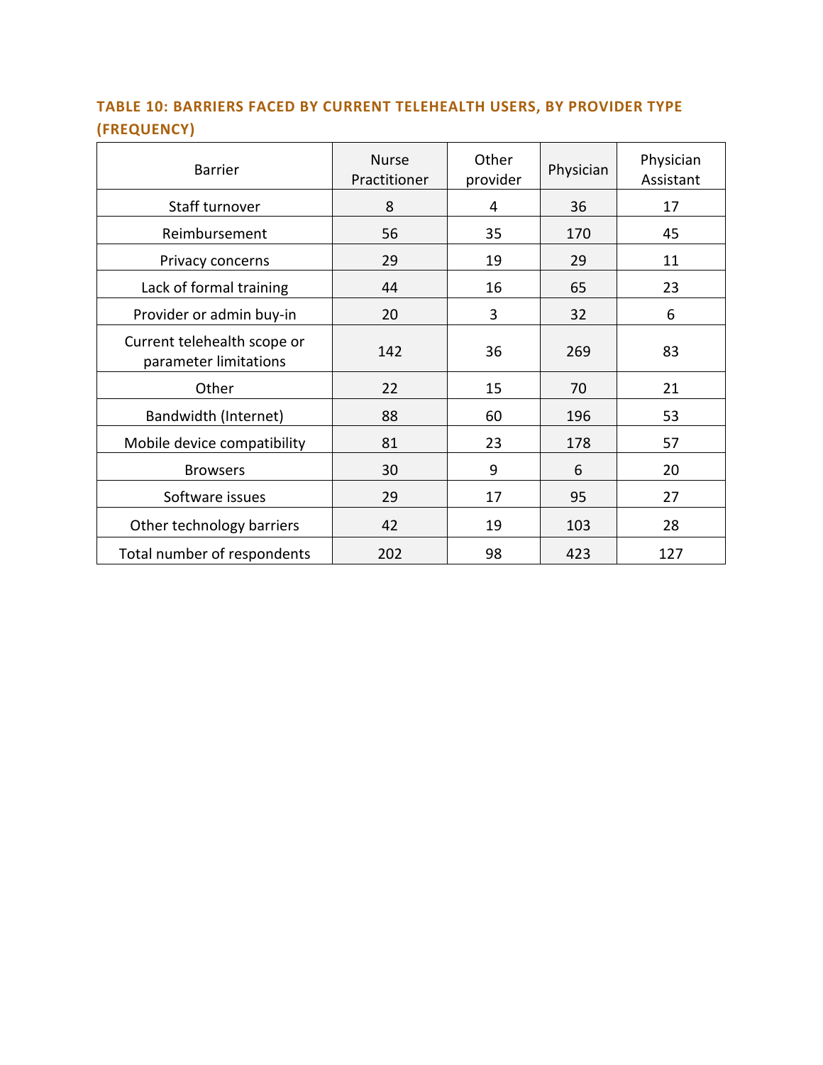### TABLE 10: BARRIERS FACED BY CURRENT TELEHEALTH USERS, BY PROVIDER TYPE (FREQUENCY)

| Barrier | Nurse Practitioner | Other provider | Physician | Physician Assistant |
|---|---|---|---|---|
| Staff turnover | 8 | 4 | 36 | 17 |
| Reimbursement | 56 | 35 | 170 | 45 |
| Privacy concerns | 29 | 19 | 29 | 11 |
| Lack of formal training | 44 | 16 | 65 | 23 |
| Provider or admin buy-in | 20 | 3 | 32 | 6 |
| Current telehealth scope or parameter limitations | 142 | 36 | 269 | 83 |
| Other | 22 | 15 | 70 | 21 |
| Bandwidth (Internet) | 88 | 60 | 196 | 53 |
| Mobile device compatibility | 81 | 23 | 178 | 57 |
| Browsers | 30 | 9 | 6 | 20 |
| Software issues | 29 | 17 | 95 | 27 |
| Other technology barriers | 42 | 19 | 103 | 28 |
| Total number of respondents | 202 | 98 | 423 | 127 |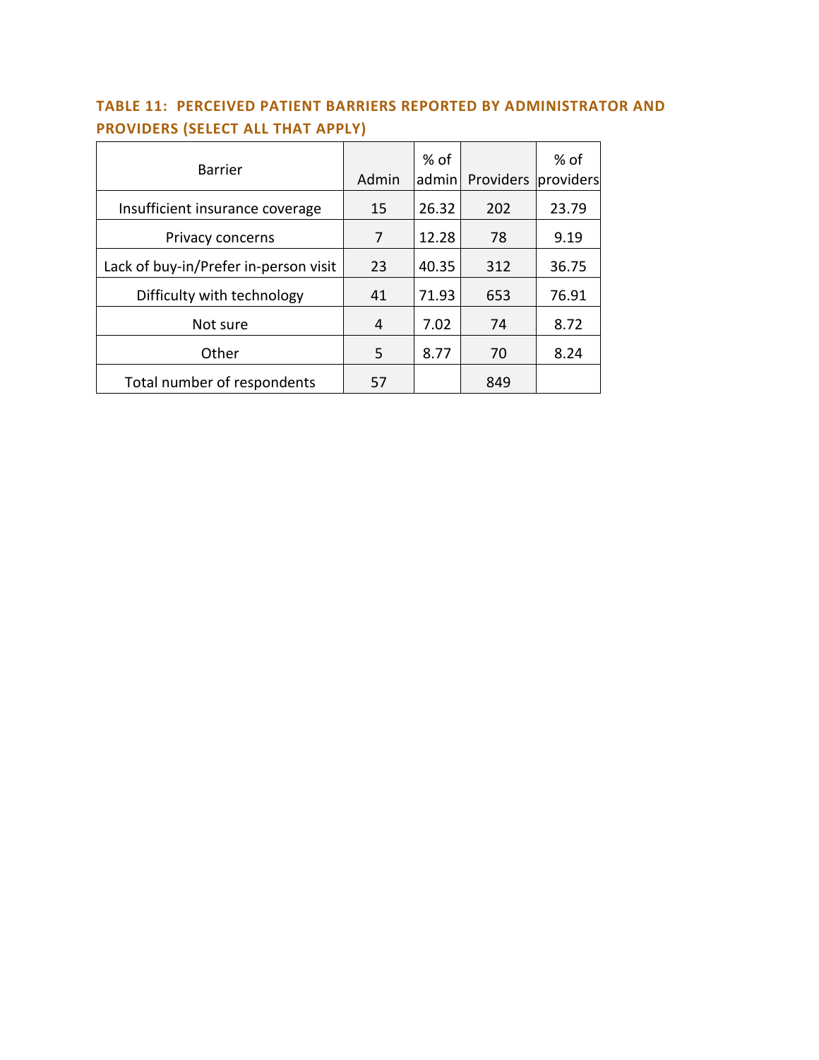### TABLE 11: PERCEIVED PATIENT BARRIERS REPORTED BY ADMINISTRATOR AND PROVIDERS (SELECT ALL THAT APPLY)

| Barrier | Admin | % of admin | Providers | % of providers |
|---|---|---|---|---|
| Insufficient insurance coverage | 15 | 26.32 | 202 | 23.79 |
| Privacy concerns | 7 | 12.28 | 78 | 9.19 |
| Lack of buy-in/Prefer in-person visit | 23 | 40.35 | 312 | 36.75 |
| Difficulty with technology | 41 | 71.93 | 653 | 76.91 |
| Not sure | 4 | 7.02 | 74 | 8.72 |
| Other | 5 | 8.77 | 70 | 8.24 |
| Total number of respondents | 57 | | 849 | |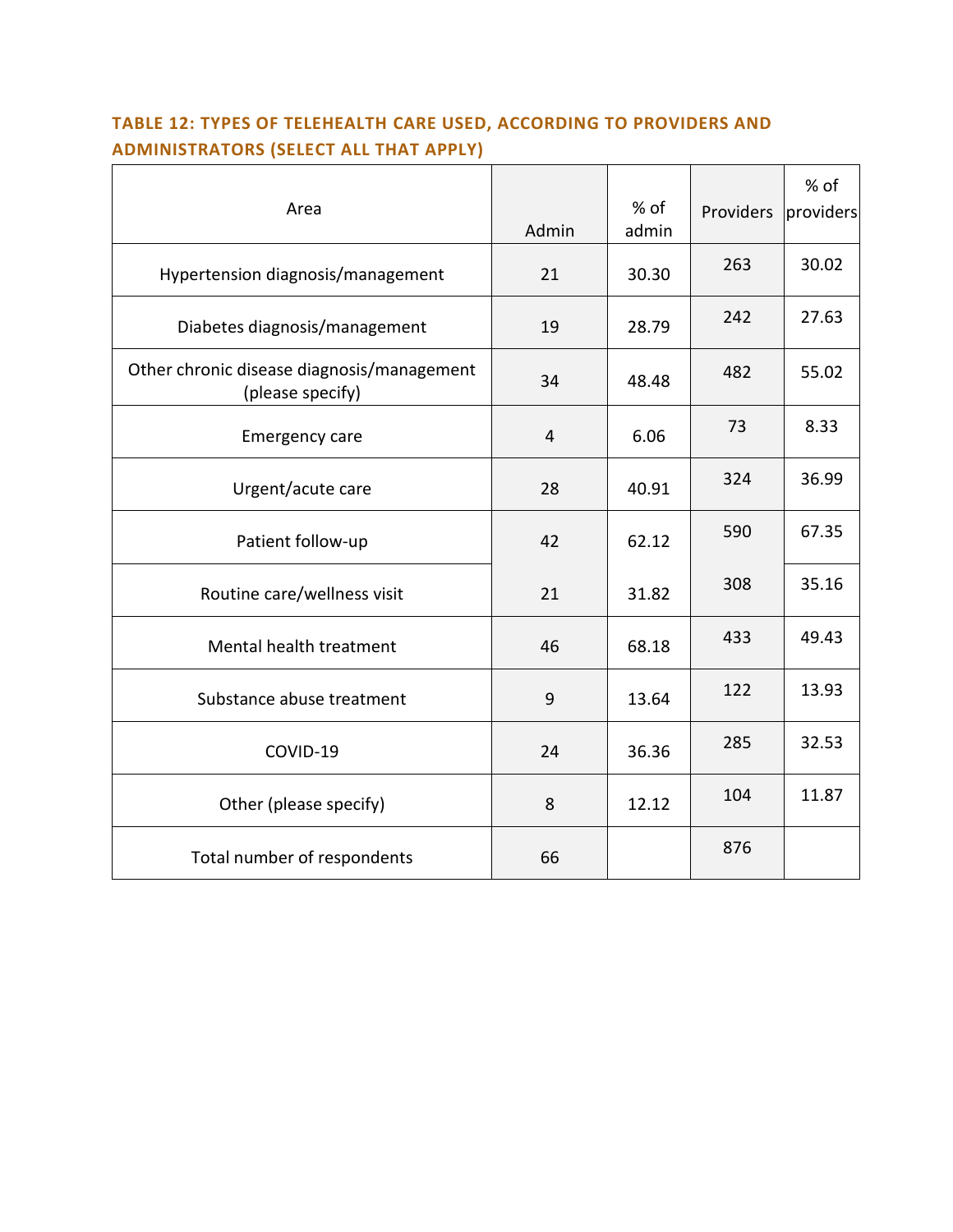**TABLE 12: TYPES OF TELEHEALTH CARE USED, ACCORDING TO PROVIDERS AND ADMINISTRATORS (SELECT ALL THAT APPLY)**

| Area | Admin | % of admin | Providers | % of providers |
|---|---|---|---|---|
| Hypertension diagnosis/management | 21 | 30.30 | 263 | 30.02 |
| Diabetes diagnosis/management | 19 | 28.79 | 242 | 27.63 |
| Other chronic disease diagnosis/management (please specify) | 34 | 48.48 | 482 | 55.02 |
| Emergency care | 4 | 6.06 | 73 | 8.33 |
| Urgent/acute care | 28 | 40.91 | 324 | 36.99 |
| Patient follow-up | 42 | 62.12 | 590 | 67.35 |
| Routine care/wellness visit | 21 | 31.82 | 308 | 35.16 |
| Mental health treatment | 46 | 68.18 | 433 | 49.43 |
| Substance abuse treatment | 9 | 13.64 | 122 | 13.93 |
| COVID-19 | 24 | 36.36 | 285 | 32.53 |
| Other (please specify) | 8 | 12.12 | 104 | 11.87 |
| Total number of respondents | 66 | | 876 | |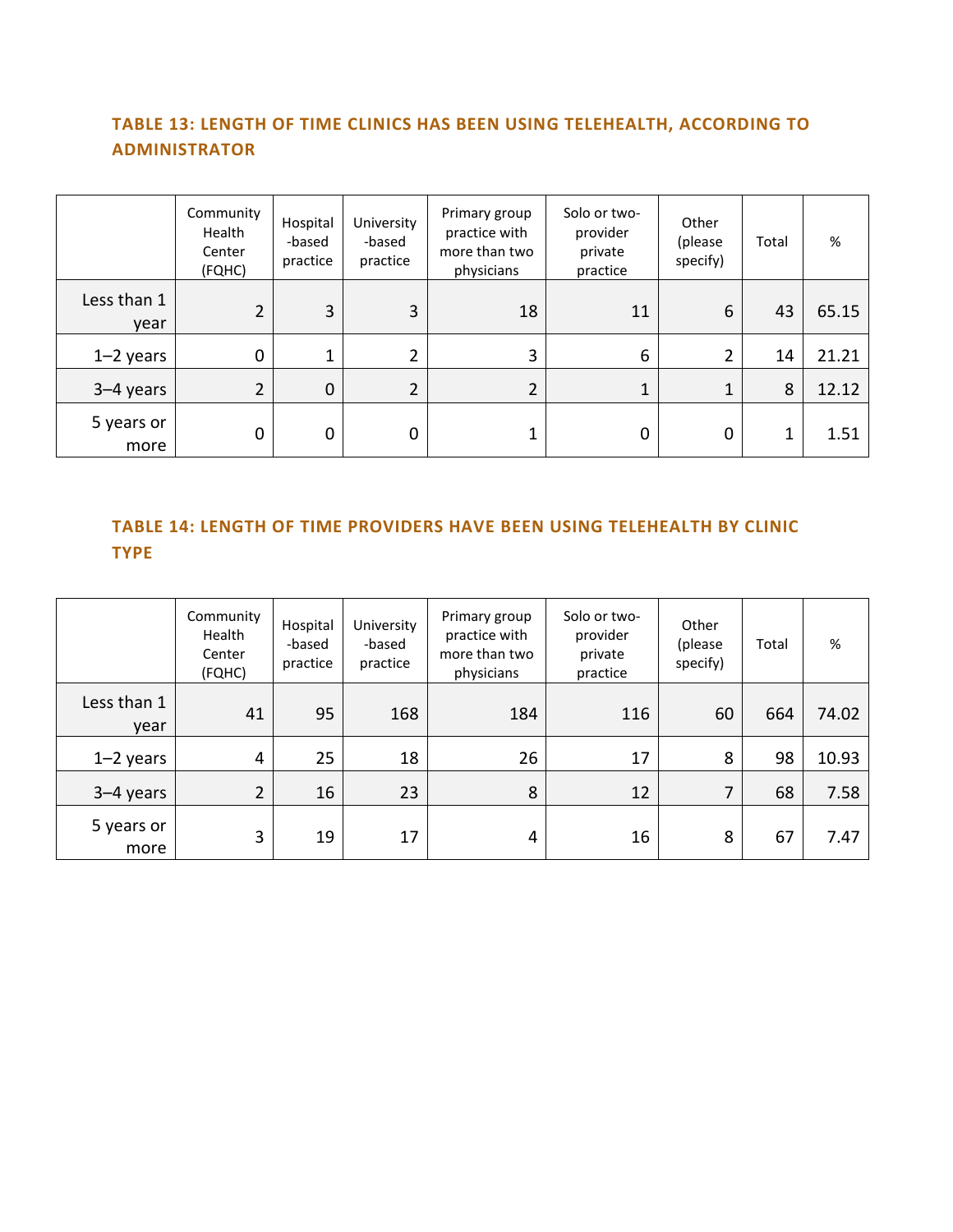### TABLE 13: LENGTH OF TIME CLINICS HAS BEEN USING TELEHEALTH, ACCORDING TO ADMINISTRATOR

| | Community Health Center (FQHC) | Hospital -based practice | University -based practice | Primary group practice with more than two physicians | Solo or two-provider private practice | Other (please specify) | Total | % |
|---|---|---|---|---|---|---|---|---|
| Less than 1 year | 2 | 3 | 3 | 18 | 11 | 6 | 43 | 65.15 |
| 1–2 years | 0 | 1 | 2 | 3 | 6 | 2 | 14 | 21.21 |
| 3–4 years | 2 | 0 | 2 | 2 | 1 | 1 | 8 | 12.12 |
| 5 years or more | 0 | 0 | 0 | 1 | 0 | 0 | 1 | 1.51 |

### TABLE 14: LENGTH OF TIME PROVIDERS HAVE BEEN USING TELEHEALTH BY CLINIC TYPE

| | Community Health Center (FQHC) | Hospital -based practice | University -based practice | Primary group practice with more than two physicians | Solo or two-provider private practice | Other (please specify) | Total | % |
|---|---|---|---|---|---|---|---|---|
| Less than 1 year | 41 | 95 | 168 | 184 | 116 | 60 | 664 | 74.02 |
| 1–2 years | 4 | 25 | 18 | 26 | 17 | 8 | 98 | 10.93 |
| 3–4 years | 2 | 16 | 23 | 8 | 12 | 7 | 68 | 7.58 |
| 5 years or more | 3 | 19 | 17 | 4 | 16 | 8 | 67 | 7.47 |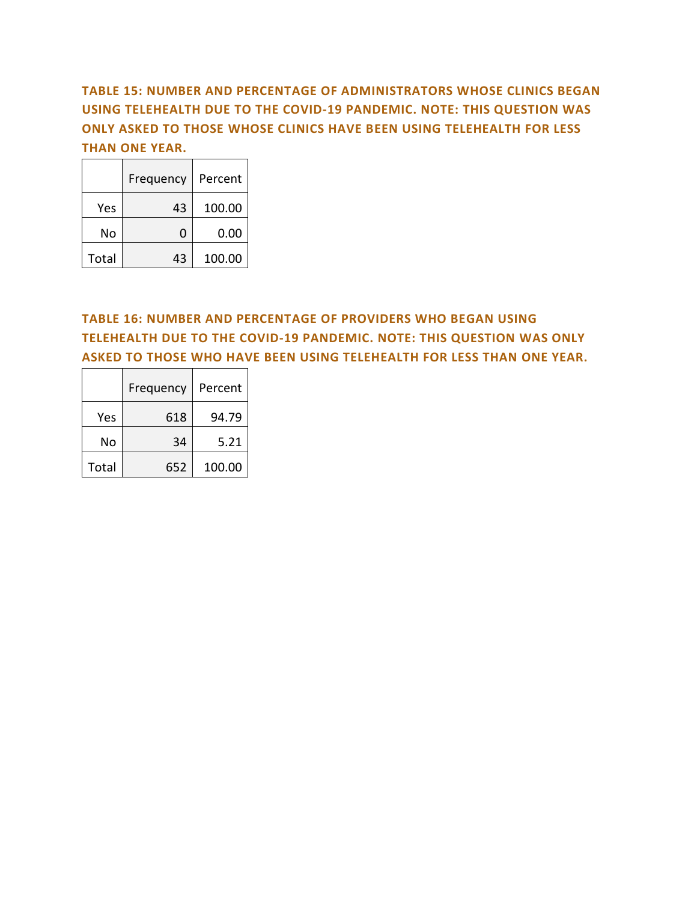### TABLE 15: NUMBER AND PERCENTAGE OF ADMINISTRATORS WHOSE CLINICS BEGAN USING TELEHEALTH DUE TO THE COVID-19 PANDEMIC. NOTE: THIS QUESTION WAS ONLY ASKED TO THOSE WHOSE CLINICS HAVE BEEN USING TELEHEALTH FOR LESS THAN ONE YEAR.

| | Frequency | Percent |
|---|---|---|
| Yes | 43 | 100.00 |
| No | 0 | 0.00 |
| Total | 43 | 100.00 |

### TABLE 16: NUMBER AND PERCENTAGE OF PROVIDERS WHO BEGAN USING TELEHEALTH DUE TO THE COVID-19 PANDEMIC. NOTE: THIS QUESTION WAS ONLY ASKED TO THOSE WHO HAVE BEEN USING TELEHEALTH FOR LESS THAN ONE YEAR.

| | Frequency | Percent |
|---|---|---|
| Yes | 618 | 94.79 |
| No | 34 | 5.21 |
| Total | 652 | 100.00 |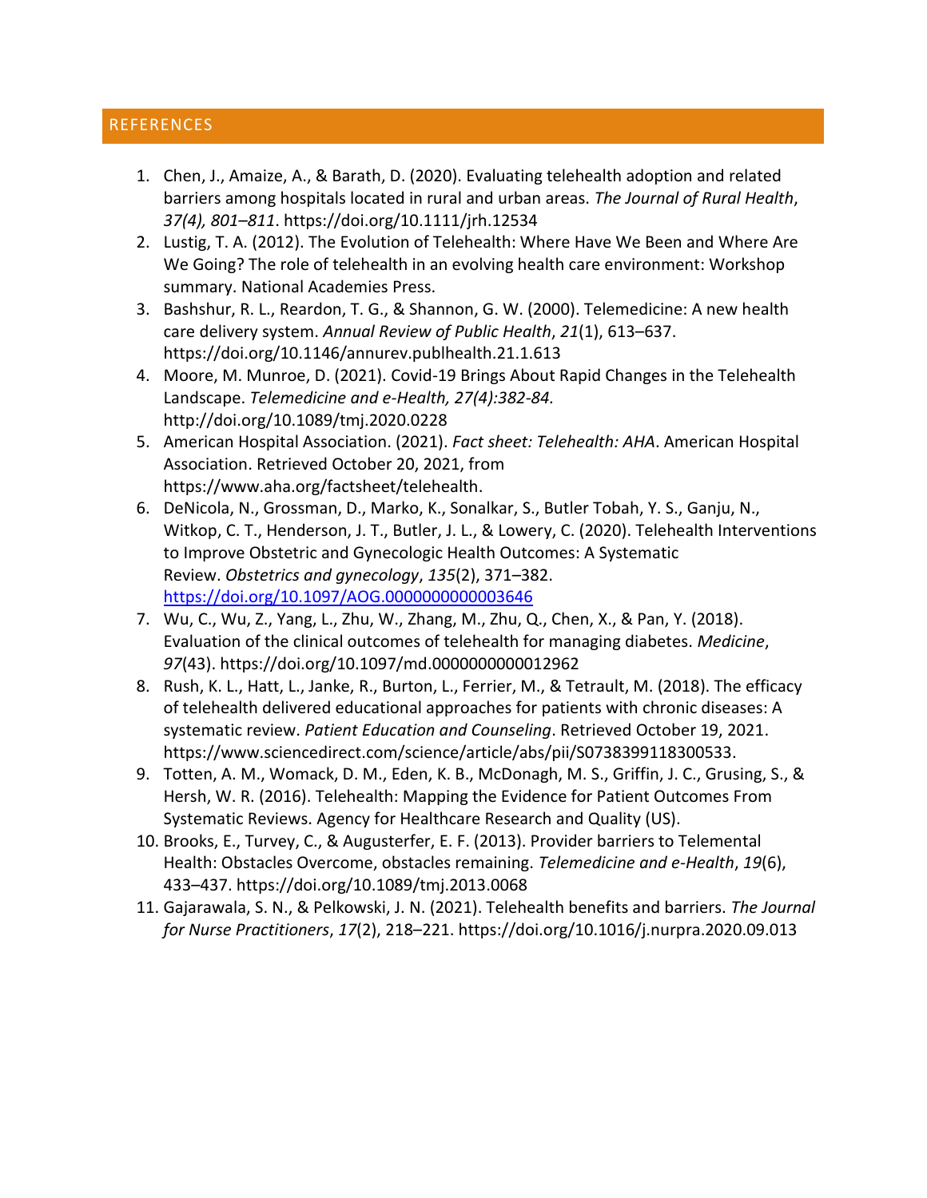## REFERENCES

1. Chen, J., Amaize, A., & Barath, D. (2020). Evaluating telehealth adoption and related barriers among hospitals located in rural and urban areas. *The Journal of Rural Health*, *37(4), 801–811*. https://doi.org/10.1111/jrh.12534
2. Lustig, T. A. (2012). The Evolution of Telehealth: Where Have We Been and Where Are We Going? The role of telehealth in an evolving health care environment: Workshop summary. National Academies Press.
3. Bashshur, R. L., Reardon, T. G., & Shannon, G. W. (2000). Telemedicine: A new health care delivery system. *Annual Review of Public Health*, *21*(1), 613–637. https://doi.org/10.1146/annurev.publhealth.21.1.613
4. Moore, M. Munroe, D. (2021). Covid-19 Brings About Rapid Changes in the Telehealth Landscape. *Telemedicine and e-Health, 27(4):382-84.* http://doi.org/10.1089/tmj.2020.0228
5. American Hospital Association. (2021). *Fact sheet: Telehealth: AHA*. American Hospital Association. Retrieved October 20, 2021, from https://www.aha.org/factsheet/telehealth.
6. DeNicola, N., Grossman, D., Marko, K., Sonalkar, S., Butler Tobah, Y. S., Ganju, N., Witkop, C. T., Henderson, J. T., Butler, J. L., & Lowery, C. (2020). Telehealth Interventions to Improve Obstetric and Gynecologic Health Outcomes: A Systematic Review. *Obstetrics and gynecology*, *135*(2), 371–382. https://doi.org/10.1097/AOG.0000000000003646
7. Wu, C., Wu, Z., Yang, L., Zhu, W., Zhang, M., Zhu, Q., Chen, X., & Pan, Y. (2018). Evaluation of the clinical outcomes of telehealth for managing diabetes. *Medicine*, *97*(43). https://doi.org/10.1097/md.0000000000012962
8. Rush, K. L., Hatt, L., Janke, R., Burton, L., Ferrier, M., & Tetrault, M. (2018). The efficacy of telehealth delivered educational approaches for patients with chronic diseases: A systematic review. *Patient Education and Counseling*. Retrieved October 19, 2021. https://www.sciencedirect.com/science/article/abs/pii/S0738399118300533.
9. Totten, A. M., Womack, D. M., Eden, K. B., McDonagh, M. S., Griffin, J. C., Grusing, S., & Hersh, W. R. (2016). Telehealth: Mapping the Evidence for Patient Outcomes From Systematic Reviews. Agency for Healthcare Research and Quality (US).
10. Brooks, E., Turvey, C., & Augusterfer, E. F. (2013). Provider barriers to Telemental Health: Obstacles Overcome, obstacles remaining. *Telemedicine and e-Health*, *19*(6), 433–437. https://doi.org/10.1089/tmj.2013.0068
11. Gajarawala, S. N., & Pelkowski, J. N. (2021). Telehealth benefits and barriers. *The Journal for Nurse Practitioners*, *17*(2), 218–221. https://doi.org/10.1016/j.nurpra.2020.09.013